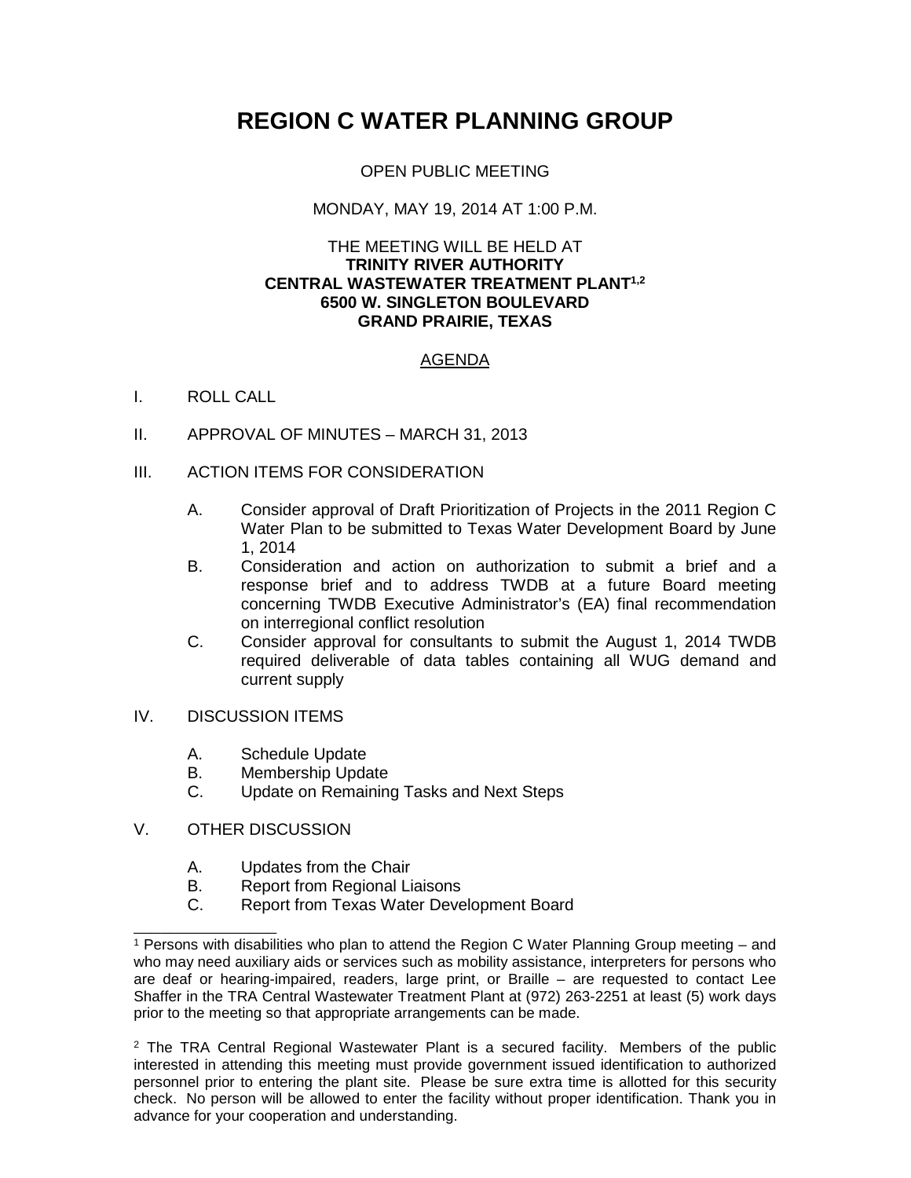# REGION C WATER PLANNING GROUP

OPEN PUBLIC MEETING

MONDAY, MAY 19, 2014 AT 1:00 P.M.

THE MEETING WILL BE HELD AT
**TRINITY RIVER AUTHORITY**
**CENTRAL WASTEWATER TREATMENT PLANT[1,2]**
**6500 W. SINGLETON BOULEVARD**
**GRAND PRAIRIE, TEXAS**

AGENDA

I. ROLL CALL

II. APPROVAL OF MINUTES – MARCH 31, 2013

III. ACTION ITEMS FOR CONSIDERATION

   A. Consider approval of Draft Prioritization of Projects in the 2011 Region C Water Plan to be submitted to Texas Water Development Board by June 1, 2014
   B. Consideration and action on authorization to submit a brief and a response brief and to address TWDB at a future Board meeting concerning TWDB Executive Administrator's (EA) final recommendation on interregional conflict resolution
   C. Consider approval for consultants to submit the August 1, 2014 TWDB required deliverable of data tables containing all WUG demand and current supply

IV. DISCUSSION ITEMS

   A. Schedule Update
   B. Membership Update
   C. Update on Remaining Tasks and Next Steps

V. OTHER DISCUSSION

   A. Updates from the Chair
   B. Report from Regional Liaisons
   C. Report from Texas Water Development Board

---

[1] Persons with disabilities who plan to attend the Region C Water Planning Group meeting – and who may need auxiliary aids or services such as mobility assistance, interpreters for persons who are deaf or hearing-impaired, readers, large print, or Braille – are requested to contact Lee Shaffer in the TRA Central Wastewater Treatment Plant at (972) 263-2251 at least (5) work days prior to the meeting so that appropriate arrangements can be made.

[2] The TRA Central Regional Wastewater Plant is a secured facility. Members of the public interested in attending this meeting must provide government issued identification to authorized personnel prior to entering the plant site. Please be sure extra time is allotted for this security check. No person will be allowed to enter the facility without proper identification. Thank you in advance for your cooperation and understanding.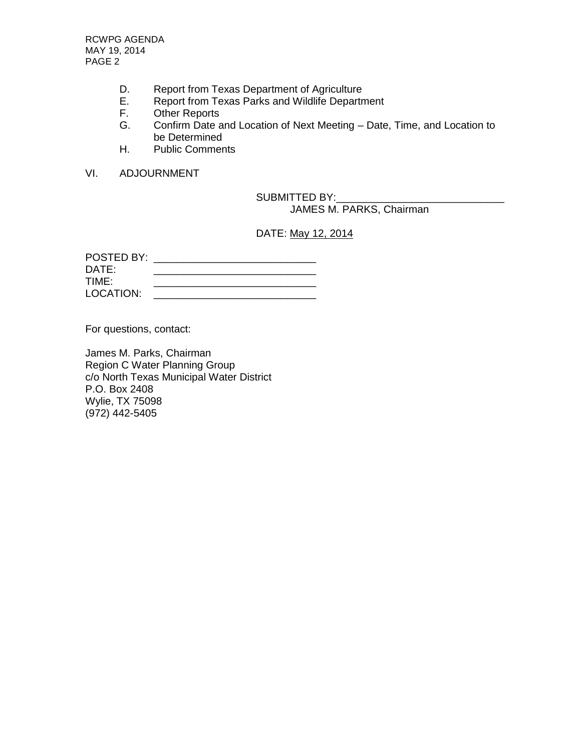D. Report from Texas Department of Agriculture
E. Report from Texas Parks and Wildlife Department
F. Other Reports
G. Confirm Date and Location of Next Meeting – Date, Time, and Location to be Determined
H. Public Comments

VI. ADJOURNMENT

SUBMITTED BY:_____________________________
JAMES M. PARKS, Chairman

DATE: May 12, 2014

POSTED BY: ___________________________
DATE: ___________________________
TIME: ___________________________
LOCATION: ___________________________

For questions, contact:

James M. Parks, Chairman
Region C Water Planning Group
c/o North Texas Municipal Water District
P.O. Box 2408
Wylie, TX 75098
(972) 442-5405